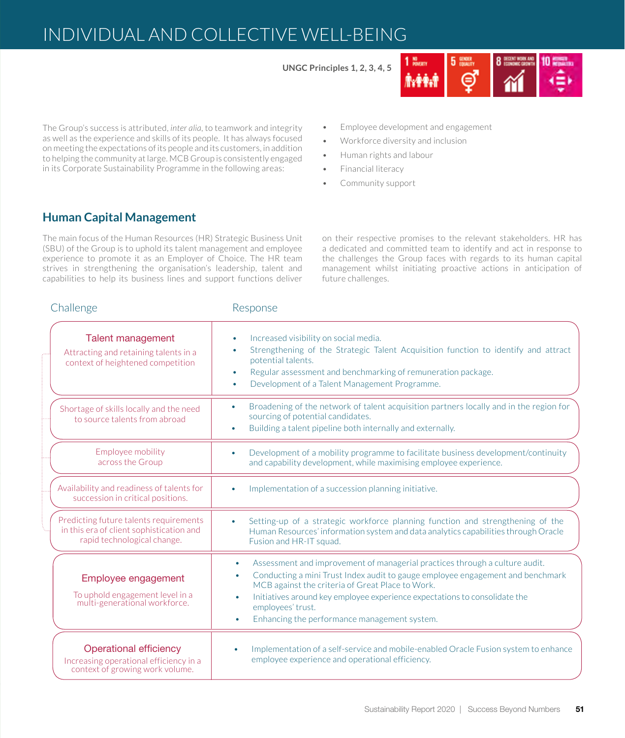# INDIVIDUAL AND COLLECTIVE WELL-BEING

**UNGC Principles 1, 2, 3, 4, 5**

The Group's success is attributed, *inter alia*, to teamwork and integrity as well as the experience and skills of its people. It has always focused on meeting the expectations of its people and its customers, in addition to helping the community at large. MCB Group is consistently engaged in its Corporate Sustainability Programme in the following areas:

- Employee development and engagement
- Workforce diversity and inclusion
- Human rights and labour
- Financial literacy
- Community support

## Human Capital Management

The main focus of the Human Resources (HR) Strategic Business Unit (SBU) of the Group is to uphold its talent management and employee experience to promote it as an Employer of Choice. The HR team strives in strengthening the organisation's leadership, talent and capabilities to help its business lines and support functions deliver on their respective promises to the relevant stakeholders. HR has a dedicated and committed team to identify and act in response to the challenges the Group faces with regards to its human capital management whilst initiating proactive actions in anticipation of future challenges.

| Challenge | Response |
|---|---|
| **Talent management**<br>Attracting and retaining talents in a context of heightened competition | • Increased visibility on social media.<br>• Strengthening of the Strategic Talent Acquisition function to identify and attract potential talents.<br>• Regular assessment and benchmarking of remuneration package.<br>• Development of a Talent Management Programme. |
| Shortage of skills locally and the need to source talents from abroad | • Broadening of the network of talent acquisition partners locally and in the region for sourcing of potential candidates.<br>• Building a talent pipeline both internally and externally. |
| Employee mobility across the Group | • Development of a mobility programme to facilitate business development/continuity and capability development, while maximising employee experience. |
| Availability and readiness of talents for succession in critical positions. | • Implementation of a succession planning initiative. |
| Predicting future talents requirements in this era of client sophistication and rapid technological change. | • Setting-up of a strategic workforce planning function and strengthening of the Human Resources' information system and data analytics capabilities through Oracle Fusion and HR-IT squad. |
| **Employee engagement**<br>To uphold engagement level in a multi-generational workforce. | • Assessment and improvement of managerial practices through a culture audit.<br>• Conducting a mini Trust Index audit to gauge employee engagement and benchmark MCB against the criteria of Great Place to Work.<br>• Initiatives around key employee experience expectations to consolidate the employees' trust.<br>• Enhancing the performance management system. |
| **Operational efficiency**<br>Increasing operational efficiency in a context of growing work volume. | • Implementation of a self-service and mobile-enabled Oracle Fusion system to enhance employee experience and operational efficiency. |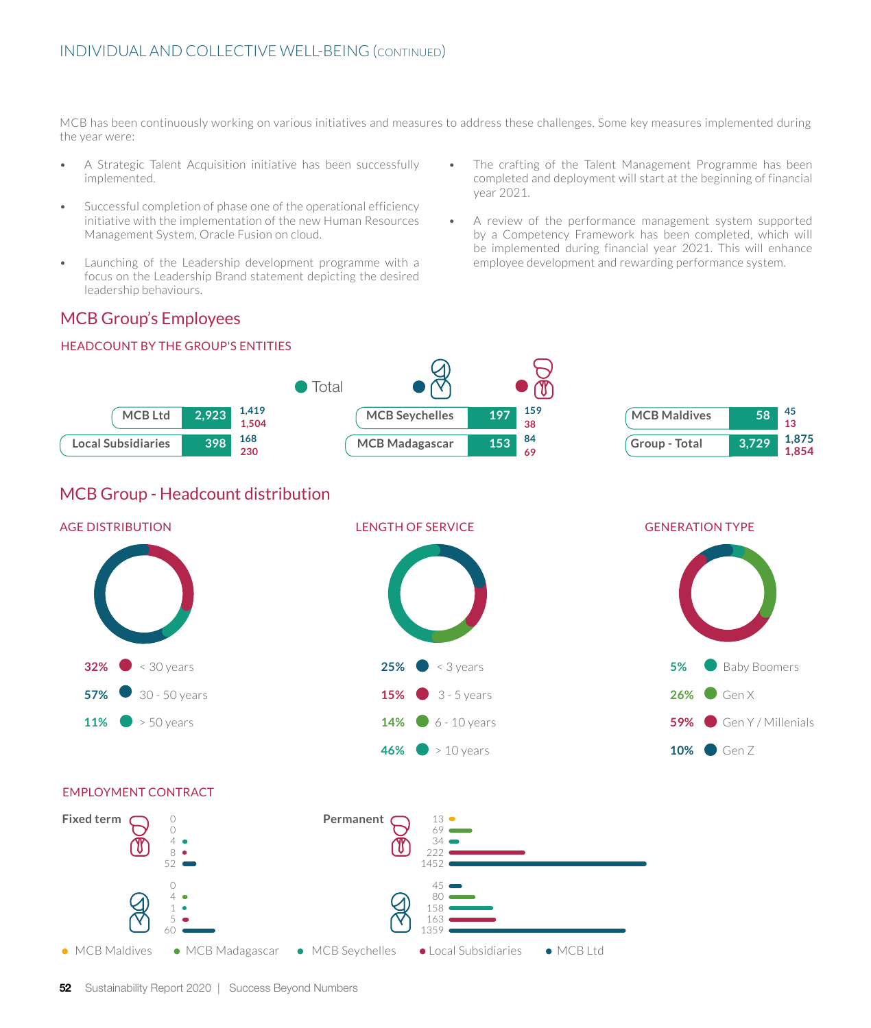MCB has been continuously working on various initiatives and measures to address these challenges. Some key measures implemented during the year were:

- A Strategic Talent Acquisition initiative has been successfully implemented.
- Successful completion of phase one of the operational efficiency initiative with the implementation of the new Human Resources Management System, Oracle Fusion on cloud.
- Launching of the Leadership development programme with a focus on the Leadership Brand statement depicting the desired leadership behaviours.
- The crafting of the Talent Management Programme has been completed and deployment will start at the beginning of financial year 2021.
- A review of the performance management system supported by a Competency Framework has been completed, which will be implemented during financial year 2021. This will enhance employee development and rewarding performance system.

## MCB Group's Employees

### HEADCOUNT BY THE GROUP'S ENTITIES

| Entity | Total | Male | Female |
|---|---|---|---|
| MCB Ltd | 2,923 | 1,419 | 1,504 |
| Local Subsidiaries | 398 | 168 | 230 |
| MCB Seychelles | 197 | 159 | 38 |
| MCB Madagascar | 153 | 84 | 69 |
| MCB Maldives | 58 | 45 | 13 |
| Group - Total | 3,729 | 1,875 | 1,854 |

## MCB Group - Headcount distribution

### AGE DISTRIBUTION

- 32% < 30 years
- 57% 30 - 50 years
- 11% > 50 years

### LENGTH OF SERVICE

- 25% < 3 years
- 15% 3 - 5 years
- 14% 6 - 10 years
- 46% > 10 years

### GENERATION TYPE

- 5% Baby Boomers
- 26% Gen X
- 59% Gen Y / Millenials
- 10% Gen Z

### EMPLOYMENT CONTRACT

| Entity | Fixed term – Female | Fixed term – Male | Permanent – Female | Permanent – Male |
|---|---|---|---|---|
| MCB Maldives | 0 | 0 | 13 | 45 |
| MCB Madagascar | 0 | 4 | 69 | 80 |
| MCB Seychelles | 4 | 1 | 34 | 158 |
| Local Subsidiaries | 8 | 5 | 222 | 163 |
| MCB Ltd | 52 | 60 | 1452 | 1359 |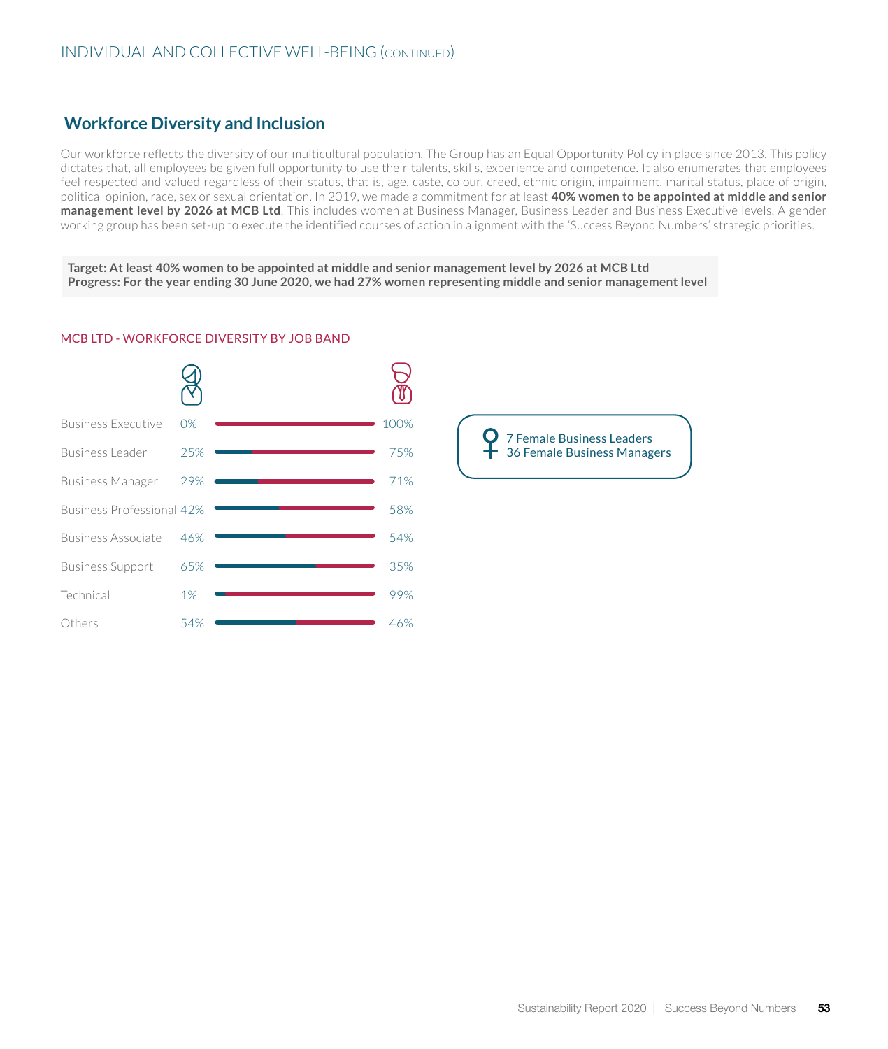INDIVIDUAL AND COLLECTIVE WELL-BEING (CONTINUED)

## Workforce Diversity and Inclusion

Our workforce reflects the diversity of our multicultural population. The Group has an Equal Opportunity Policy in place since 2013. This policy dictates that, all employees be given full opportunity to use their talents, skills, experience and competence. It also enumerates that employees feel respected and valued regardless of their status, that is, age, caste, colour, creed, ethnic origin, impairment, marital status, place of origin, political opinion, race, sex or sexual orientation. In 2019, we made a commitment for at least **40% women to be appointed at middle and senior management level by 2026 at MCB Ltd**. This includes women at Business Manager, Business Leader and Business Executive levels. A gender working group has been set-up to execute the identified courses of action in alignment with the 'Success Beyond Numbers' strategic priorities.

**Target: At least 40% women to be appointed at middle and senior management level by 2026 at MCB Ltd**
**Progress: For the year ending 30 June 2020, we had 27% women representing middle and senior management level**

MCB LTD - WORKFORCE DIVERSITY BY JOB BAND

Business Executive 0% 100%
Business Leader 25% 75%
Business Manager 29% 71%
Business Professional 42% 58%
Business Associate 46% 54%
Business Support 65% 35%
Technical 1% 99%
Others 54% 46%

7 Female Business Leaders
36 Female Business Managers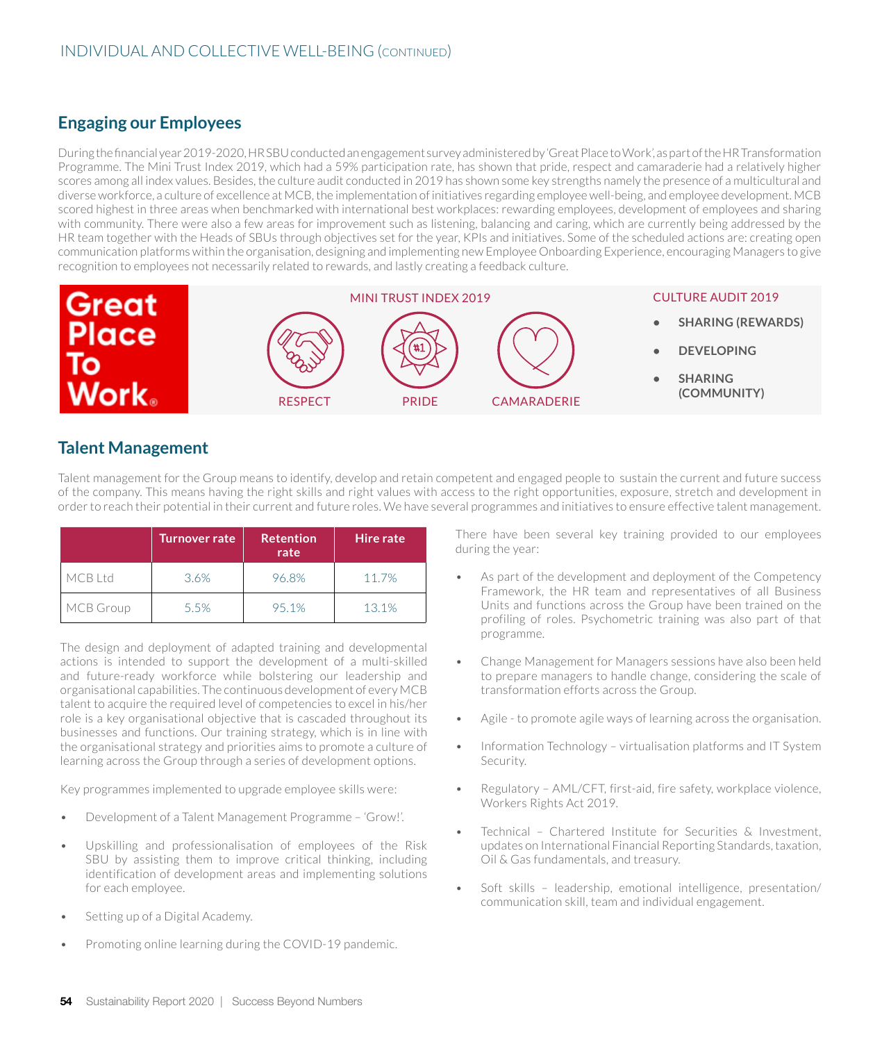## Engaging our Employees

During the financial year 2019-2020, HR SBU conducted an engagement survey administered by 'Great Place to Work', as part of the HR Transformation Programme. The Mini Trust Index 2019, which had a 59% participation rate, has shown that pride, respect and camaraderie had a relatively higher scores among all index values. Besides, the culture audit conducted in 2019 has shown some key strengths namely the presence of a multicultural and diverse workforce, a culture of excellence at MCB, the implementation of initiatives regarding employee well-being, and employee development. MCB scored highest in three areas when benchmarked with international best workplaces: rewarding employees, development of employees and sharing with community. There were also a few areas for improvement such as listening, balancing and caring, which are currently being addressed by the HR team together with the Heads of SBUs through objectives set for the year, KPIs and initiatives. Some of the scheduled actions are: creating open communication platforms within the organisation, designing and implementing new Employee Onboarding Experience, encouraging Managers to give recognition to employees not necessarily related to rewards, and lastly creating a feedback culture.

Great Place To Work®

MINI TRUST INDEX 2019

RESPECT

PRIDE

CAMARADERIE

CULTURE AUDIT 2019

- **SHARING (REWARDS)**
- **DEVELOPING**
- **SHARING (COMMUNITY)**

## Talent Management

Talent management for the Group means to identify, develop and retain competent and engaged people to sustain the current and future success of the company. This means having the right skills and right values with access to the right opportunities, exposure, stretch and development in order to reach their potential in their current and future roles. We have several programmes and initiatives to ensure effective talent management.

| | Turnover rate | Retention rate | Hire rate |
|---|---|---|---|
| MCB Ltd | 3.6% | 96.8% | 11.7% |
| MCB Group | 5.5% | 95.1% | 13.1% |

The design and deployment of adapted training and developmental actions is intended to support the development of a multi-skilled and future-ready workforce while bolstering our leadership and organisational capabilities. The continuous development of every MCB talent to acquire the required level of competencies to excel in his/her role is a key organisational objective that is cascaded throughout its businesses and functions. Our training strategy, which is in line with the organisational strategy and priorities aims to promote a culture of learning across the Group through a series of development options.

Key programmes implemented to upgrade employee skills were:

- Development of a Talent Management Programme – 'Grow!'.
- Upskilling and professionalisation of employees of the Risk SBU by assisting them to improve critical thinking, including identification of development areas and implementing solutions for each employee.
- Setting up of a Digital Academy.
- Promoting online learning during the COVID-19 pandemic.

There have been several key training provided to our employees during the year:

- As part of the development and deployment of the Competency Framework, the HR team and representatives of all Business Units and functions across the Group have been trained on the profiling of roles. Psychometric training was also part of that programme.
- Change Management for Managers sessions have also been held to prepare managers to handle change, considering the scale of transformation efforts across the Group.
- Agile - to promote agile ways of learning across the organisation.
- Information Technology – virtualisation platforms and IT System Security.
- Regulatory – AML/CFT, first-aid, fire safety, workplace violence, Workers Rights Act 2019.
- Technical – Chartered Institute for Securities & Investment, updates on International Financial Reporting Standards, taxation, Oil & Gas fundamentals, and treasury.
- Soft skills – leadership, emotional intelligence, presentation/ communication skill, team and individual engagement.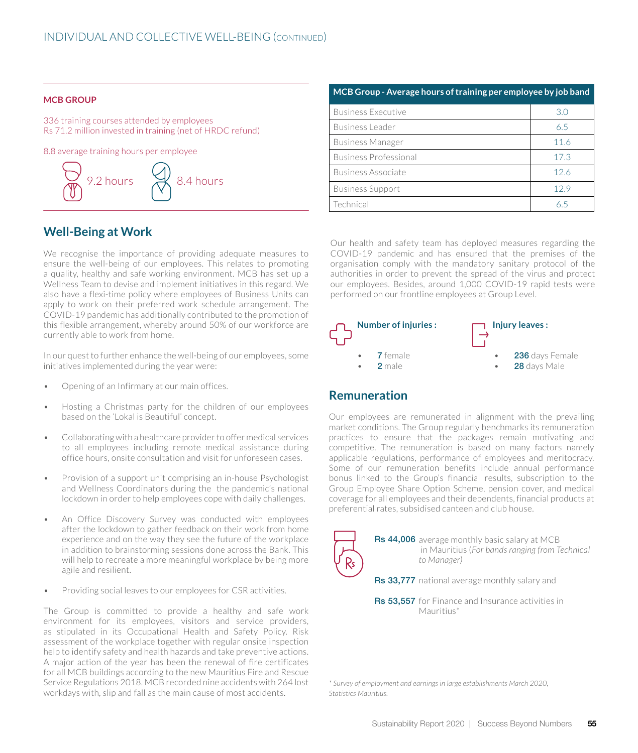**MCB GROUP**

336 training courses attended by employees
Rs 71.2 million invested in training (net of HRDC refund)

8.8 average training hours per employee

9.2 hours

8.4 hours

| MCB Group - Average hours of training per employee by job band | |
|---|---|
| Business Executive | 3.0 |
| Business Leader | 6.5 |
| Business Manager | 11.6 |
| Business Professional | 17.3 |
| Business Associate | 12.6 |
| Business Support | 12.9 |
| Technical | 6.5 |

## Well-Being at Work

We recognise the importance of providing adequate measures to ensure the well-being of our employees. This relates to promoting a quality, healthy and safe working environment. MCB has set up a Wellness Team to devise and implement initiatives in this regard. We also have a flexi-time policy where employees of Business Units can apply to work on their preferred work schedule arrangement. The COVID-19 pandemic has additionally contributed to the promotion of this flexible arrangement, whereby around 50% of our workforce are currently able to work from home.

In our quest to further enhance the well-being of our employees, some initiatives implemented during the year were:

- Opening of an Infirmary at our main offices.
- Hosting a Christmas party for the children of our employees based on the 'Lokal is Beautiful' concept.
- Collaborating with a healthcare provider to offer medical services to all employees including remote medical assistance during office hours, onsite consultation and visit for unforeseen cases.
- Provision of a support unit comprising an in-house Psychologist and Wellness Coordinators during the the pandemic's national lockdown in order to help employees cope with daily challenges.
- An Office Discovery Survey was conducted with employees after the lockdown to gather feedback on their work from home experience and on the way they see the future of the workplace in addition to brainstorming sessions done across the Bank. This will help to recreate a more meaningful workplace by being more agile and resilient.
- Providing social leaves to our employees for CSR activities.

The Group is committed to provide a healthy and safe work environment for its employees, visitors and service providers, as stipulated in its Occupational Health and Safety Policy. Risk assessment of the workplace together with regular onsite inspection help to identify safety and health hazards and take preventive actions. A major action of the year has been the renewal of fire certificates for all MCB buildings according to the new Mauritius Fire and Rescue Service Regulations 2018. MCB recorded nine accidents with 264 lost workdays with, slip and fall as the main cause of most accidents.

Our health and safety team has deployed measures regarding the COVID-19 pandemic and has ensured that the premises of the organisation comply with the mandatory sanitary protocol of the authorities in order to prevent the spread of the virus and protect our employees. Besides, around 1,000 COVID-19 rapid tests were performed on our frontline employees at Group Level.

**Number of injuries :**

- **7** female
- **2** male

**Injury leaves :**

- **236** days Female
- **28** days Male

## Remuneration

Our employees are remunerated in alignment with the prevailing market conditions. The Group regularly benchmarks its remuneration practices to ensure that the packages remain motivating and competitive. The remuneration is based on many factors namely applicable regulations, performance of employees and meritocracy. Some of our remuneration benefits include annual performance bonus linked to the Group's financial results, subscription to the Group Employee Share Option Scheme, pension cover, and medical coverage for all employees and their dependents, financial products at preferential rates, subsidised canteen and club house.

**Rs 44,006** average monthly basic salary at MCB in Mauritius (*For bands ranging from Technical to Manager*)

**Rs 33,777** national average monthly salary and

**Rs 53,557** for Finance and Insurance activities in Mauritius*

*\* Survey of employment and earnings in large establishments March 2020, Statistics Mauritius.*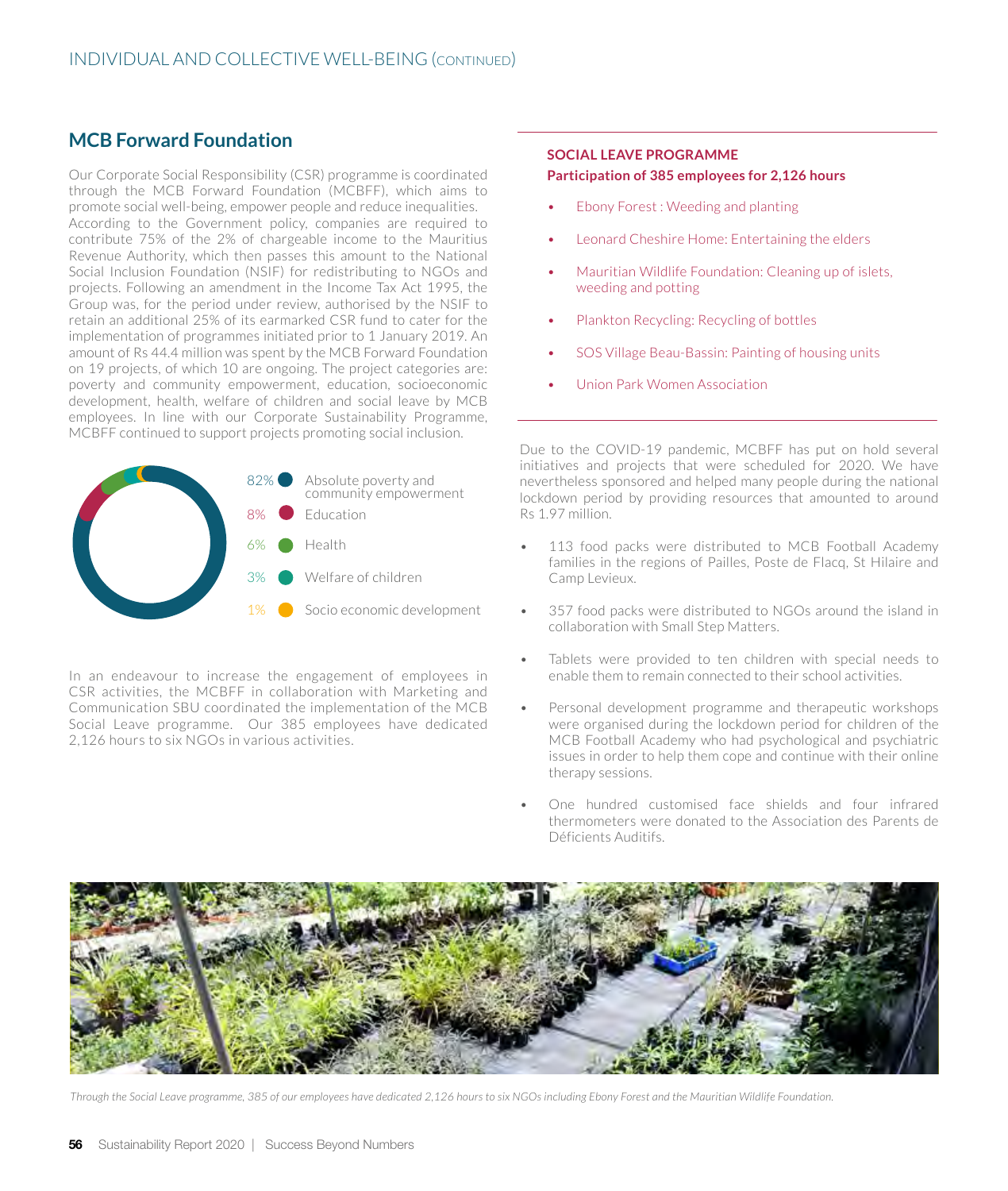## MCB Forward Foundation

Our Corporate Social Responsibility (CSR) programme is coordinated through the MCB Forward Foundation (MCBFF), which aims to promote social well-being, empower people and reduce inequalities. According to the Government policy, companies are required to contribute 75% of the 2% of chargeable income to the Mauritius Revenue Authority, which then passes this amount to the National Social Inclusion Foundation (NSIF) for redistributing to NGOs and projects. Following an amendment in the Income Tax Act 1995, the Group was, for the period under review, authorised by the NSIF to retain an additional 25% of its earmarked CSR fund to cater for the implementation of programmes initiated prior to 1 January 2019. An amount of Rs 44.4 million was spent by the MCB Forward Foundation on 19 projects, of which 10 are ongoing. The project categories are: poverty and community empowerment, education, socioeconomic development, health, welfare of children and social leave by MCB employees. In line with our Corporate Sustainability Programme, MCBFF continued to support projects promoting social inclusion.

82% Absolute poverty and community empowerment
8% Education
6% Health
3% Welfare of children
1% Socio economic development

In an endeavour to increase the engagement of employees in CSR activities, the MCBFF in collaboration with Marketing and Communication SBU coordinated the implementation of the MCB Social Leave programme. Our 385 employees have dedicated 2,126 hours to six NGOs in various activities.

**SOCIAL LEAVE PROGRAMME**
**Participation of 385 employees for 2,126 hours**

- Ebony Forest : Weeding and planting
- Leonard Cheshire Home: Entertaining the elders
- Mauritian Wildlife Foundation: Cleaning up of islets, weeding and potting
- Plankton Recycling: Recycling of bottles
- SOS Village Beau-Bassin: Painting of housing units
- Union Park Women Association

Due to the COVID-19 pandemic, MCBFF has put on hold several initiatives and projects that were scheduled for 2020. We have nevertheless sponsored and helped many people during the national lockdown period by providing resources that amounted to around Rs 1.97 million.

- 113 food packs were distributed to MCB Football Academy families in the regions of Pailles, Poste de Flacq, St Hilaire and Camp Levieux.
- 357 food packs were distributed to NGOs around the island in collaboration with Small Step Matters.
- Tablets were provided to ten children with special needs to enable them to remain connected to their school activities.
- Personal development programme and therapeutic workshops were organised during the lockdown period for children of the MCB Football Academy who had psychological and psychiatric issues in order to help them cope and continue with their online therapy sessions.
- One hundred customised face shields and four infrared thermometers were donated to the Association des Parents de Déficients Auditifs.

*Through the Social Leave programme, 385 of our employees have dedicated 2,126 hours to six NGOs including Ebony Forest and the Mauritian Wildlife Foundation.*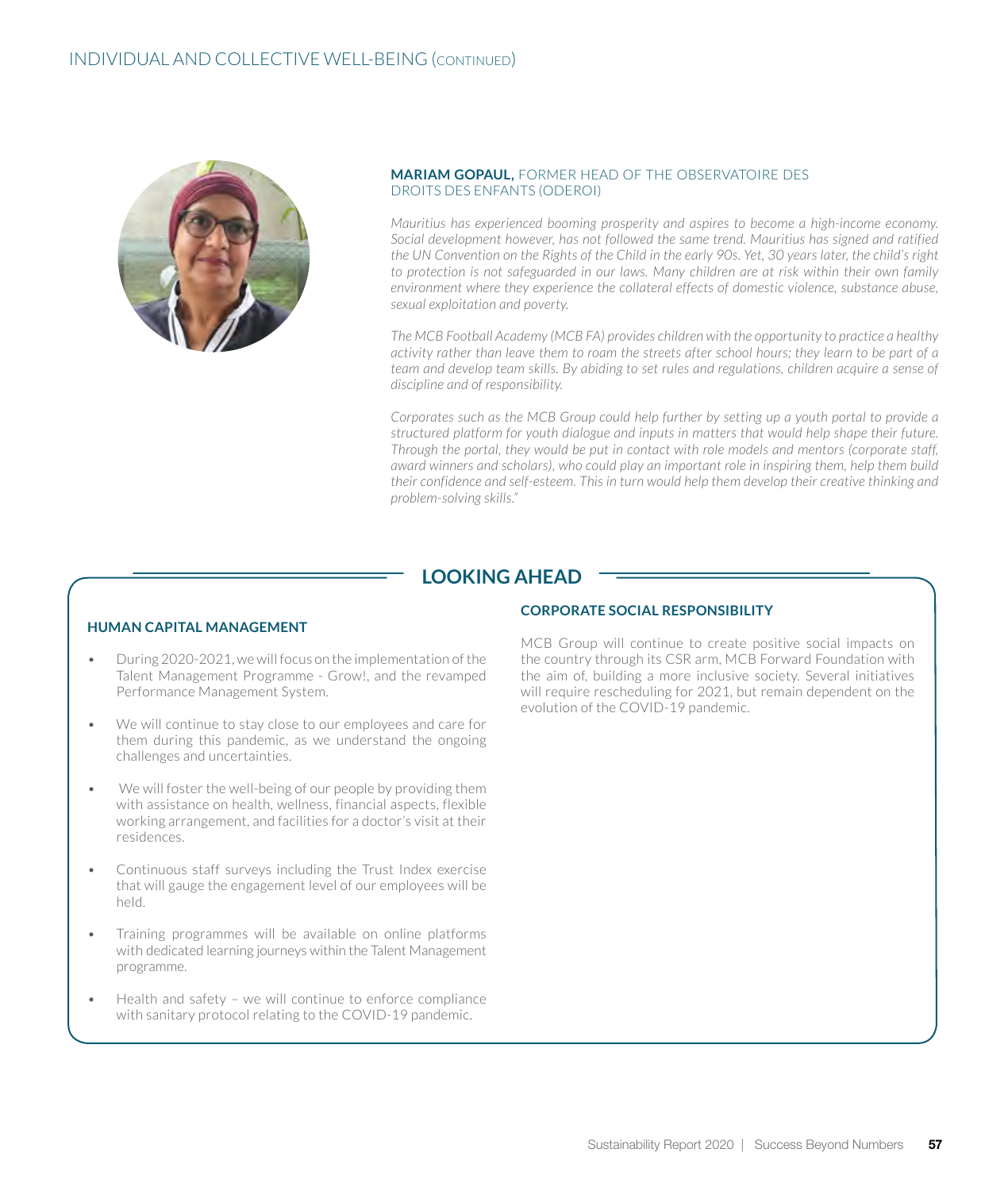## INDIVIDUAL AND COLLECTIVE WELL-BEING (CONTINUED)

**MARIAM GOPAUL,** FORMER HEAD OF THE OBSERVATOIRE DES DROITS DES ENFANTS (ODEROI)

*Mauritius has experienced booming prosperity and aspires to become a high-income economy. Social development however, has not followed the same trend. Mauritius has signed and ratified the UN Convention on the Rights of the Child in the early 90s. Yet, 30 years later, the child's right to protection is not safeguarded in our laws. Many children are at risk within their own family environment where they experience the collateral effects of domestic violence, substance abuse, sexual exploitation and poverty.*

*The MCB Football Academy (MCB FA) provides children with the opportunity to practice a healthy activity rather than leave them to roam the streets after school hours; they learn to be part of a team and develop team skills. By abiding to set rules and regulations, children acquire a sense of discipline and of responsibility.*

*Corporates such as the MCB Group could help further by setting up a youth portal to provide a structured platform for youth dialogue and inputs in matters that would help shape their future. Through the portal, they would be put in contact with role models and mentors (corporate staff, award winners and scholars), who could play an important role in inspiring them, help them build their confidence and self-esteem. This in turn would help them develop their creative thinking and problem-solving skills."*

## LOOKING AHEAD

### HUMAN CAPITAL MANAGEMENT

- During 2020-2021, we will focus on the implementation of the Talent Management Programme - Grow!, and the revamped Performance Management System.
- We will continue to stay close to our employees and care for them during this pandemic, as we understand the ongoing challenges and uncertainties.
- We will foster the well-being of our people by providing them with assistance on health, wellness, financial aspects, flexible working arrangement, and facilities for a doctor's visit at their residences.
- Continuous staff surveys including the Trust Index exercise that will gauge the engagement level of our employees will be held.
- Training programmes will be available on online platforms with dedicated learning journeys within the Talent Management programme.
- Health and safety – we will continue to enforce compliance with sanitary protocol relating to the COVID-19 pandemic.

### CORPORATE SOCIAL RESPONSIBILITY

MCB Group will continue to create positive social impacts on the country through its CSR arm, MCB Forward Foundation with the aim of, building a more inclusive society. Several initiatives will require rescheduling for 2021, but remain dependent on the evolution of the COVID-19 pandemic.